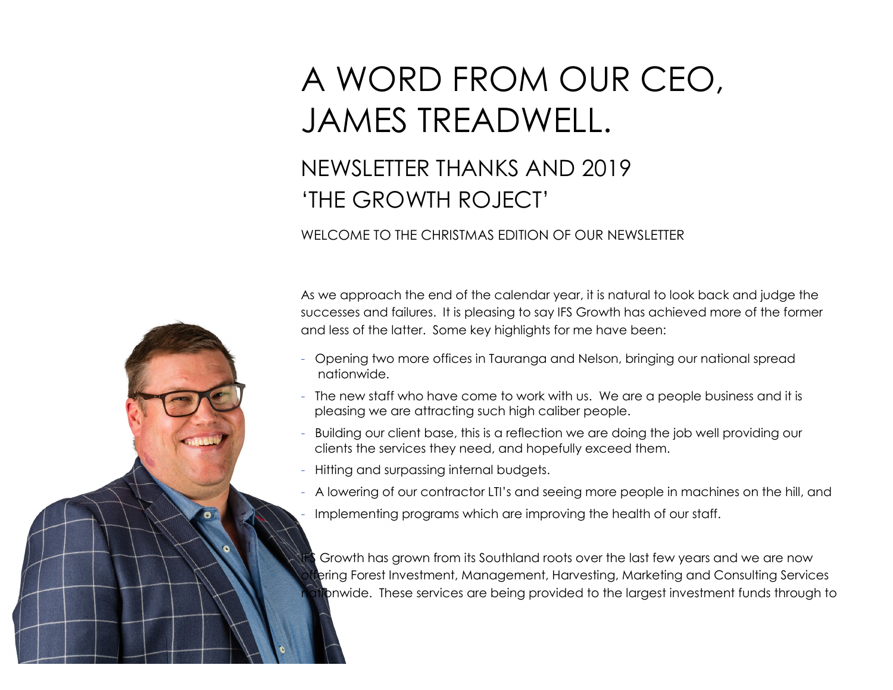# A WORD FROM OUR CEO, JAMES TREADWELL.

## NEWSLETTER THANKS AND 2019 'THE GROWTH ROJECT'

WELCOME TO THE CHRISTMAS EDITION OF OUR NEWSLETTER

As we approach the end of the calendar year, it is natural to look back and judge the successes and failures. It is pleasing to say IFS Growth has achieved more of the former and less of the latter. Some key highlights for me have been:

- Opening two more offices in Tauranga and Nelson, bringing our national spread nationwide.
- The new staff who have come to work with us. We are a people business and it is pleasing we are attracting such high caliber people.
- Building our client base, this is a reflection we are doing the job well providing our clients the services they need, and hopefully exceed them.
- Hitting and surpassing internal budgets.
- A lowering of our contractor LTI's and seeing more people in machines on the hill, and
- Implementing programs which are improving the health of our staff.

IFS Growth has grown from its Southland roots over the last few years and we are now offering Forest Investment, Management, Harvesting, Marketing and Consulting Services nationwide. These services are being provided to the largest investment funds through to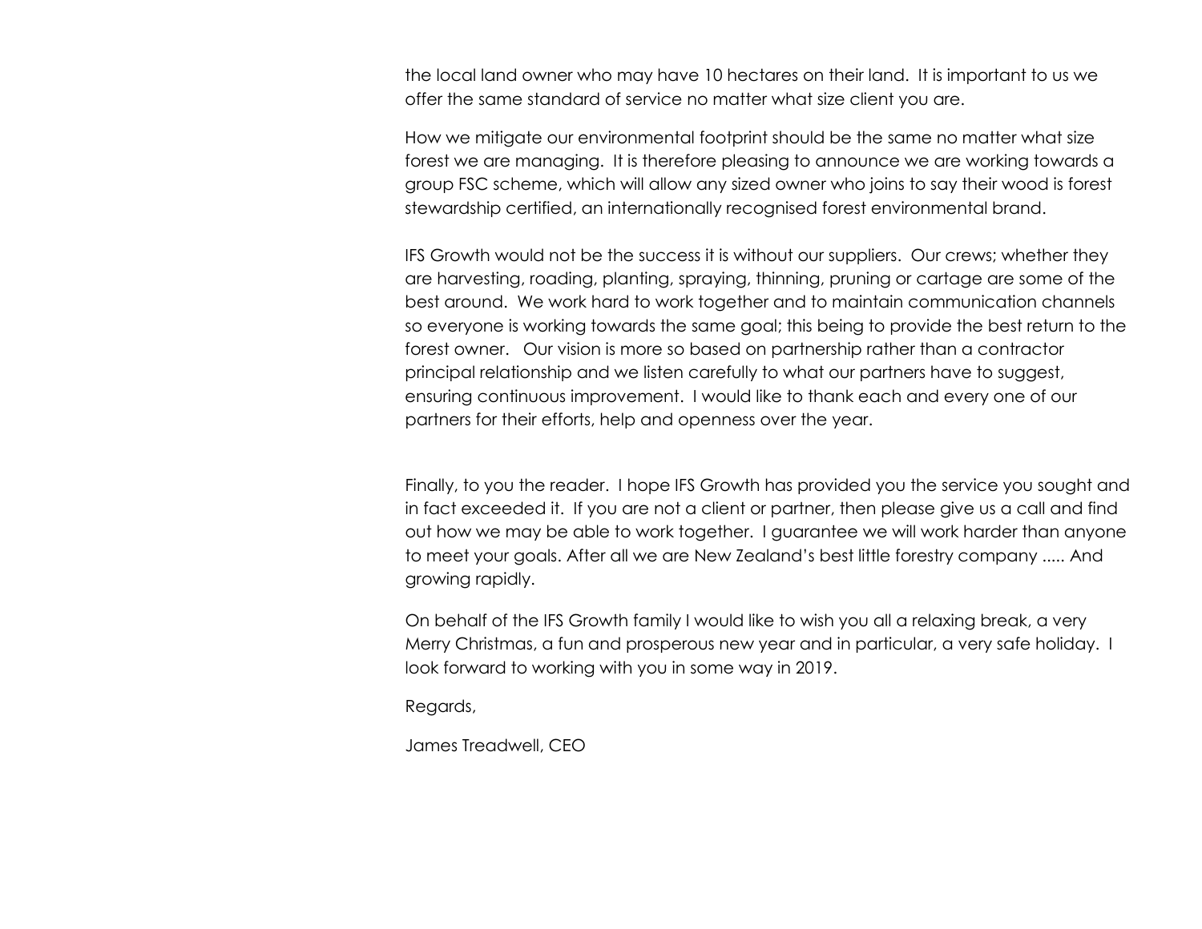the local land owner who may have 10 hectares on their land. It is important to us we offer the same standard of service no matter what size client you are.

How we mitigate our environmental footprint should be the same no matter what size forest we are managing. It is therefore pleasing to announce we are working towards a group FSC scheme, which will allow any sized owner who joins to say their wood is forest stewardship certified, an internationally recognised forest environmental brand.

IFS Growth would not be the success it is without our suppliers. Our crews; whether they are harvesting, roading, planting, spraying, thinning, pruning or cartage are some of the best around. We work hard to work together and to maintain communication channels so everyone is working towards the same goal; this being to provide the best return to the forest owner. Our vision is more so based on partnership rather than a contractor principal relationship and we listen carefully to what our partners have to suggest, ensuring continuous improvement. I would like to thank each and every one of our partners for their efforts, help and openness over the year.

Finally, to you the reader. I hope IFS Growth has provided you the service you sought and in fact exceeded it. If you are not a client or partner, then please give us a call and find out how we may be able to work together. I guarantee we will work harder than anyone to meet your goals. After all we are New Zealand's best little forestry company ..... And growing rapidly.

On behalf of the IFS Growth family I would like to wish you all a relaxing break, a very Merry Christmas, a fun and prosperous new year and in particular, a very safe holiday. I look forward to working with you in some way in 2019.

Regards,

James Treadwell, CEO